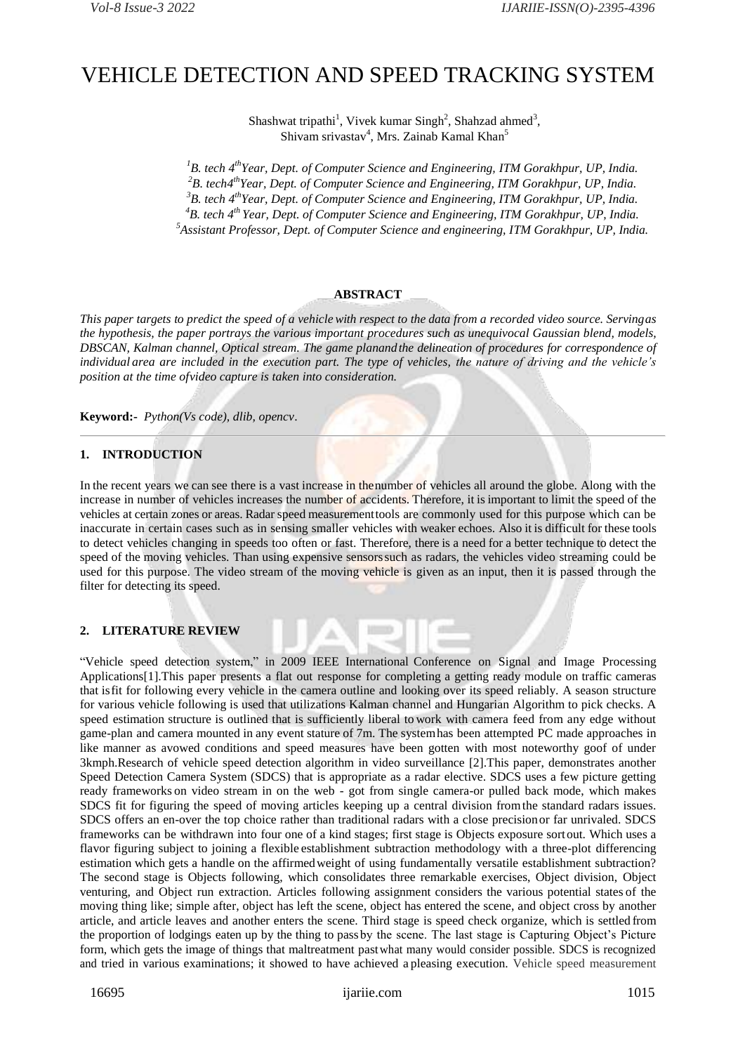# VEHICLE DETECTION AND SPEED TRACKING SYSTEM

Shashwat tripathi[1], Vivek kumar Singh[2], Shahzad ahmed[3], Shivam srivastav[4], Mrs. Zainab Kamal Khan[5]

*[1]B. tech 4th Year, Dept. of Computer Science and Engineering, ITM Gorakhpur, UP, India.*
*[2]B. tech4th Year, Dept. of Computer Science and Engineering, ITM Gorakhpur, UP, India.*
*[3]B. tech 4th Year, Dept. of Computer Science and Engineering, ITM Gorakhpur, UP, India.*
*[4]B. tech 4th Year, Dept. of Computer Science and Engineering, ITM Gorakhpur, UP, India.*
*[5]Assistant Professor, Dept. of Computer Science and engineering, ITM Gorakhpur, UP, India.*

## ABSTRACT

*This paper targets to predict the speed of a vehicle with respect to the data from a recorded video source. Servingas the hypothesis, the paper portrays the various important procedures such as unequivocal Gaussian blend, models, DBSCAN, Kalman channel, Optical stream. The game planand the delineation of procedures for correspondence of individual area are included in the execution part. The type of vehicles, the nature of driving and the vehicle's position at the time ofvideo capture is taken into consideration.*

**Keyword:-** *Python(Vs code), dlib, opencv*.

## 1. INTRODUCTION

In the recent years we can see there is a vast increase in thenumber of vehicles all around the globe. Along with the increase in number of vehicles increases the number of accidents. Therefore, it is important to limit the speed of the vehicles at certain zones or areas. Radar speed measurementtools are commonly used for this purpose which can be inaccurate in certain cases such as in sensing smaller vehicles with weaker echoes. Also it is difficult for these tools to detect vehicles changing in speeds too often or fast. Therefore, there is a need for a better technique to detect the speed of the moving vehicles. Than using expensive sensorssuch as radars, the vehicles video streaming could be used for this purpose. The video stream of the moving vehicle is given as an input, then it is passed through the filter for detecting its speed.

## 2. LITERATURE REVIEW

"Vehicle speed detection system," in 2009 IEEE International Conference on Signal and Image Processing Applications[1].This paper presents a flat out response for completing a getting ready module on traffic cameras that isfit for following every vehicle in the camera outline and looking over its speed reliably. A season structure for various vehicle following is used that utilizations Kalman channel and Hungarian Algorithm to pick checks. A speed estimation structure is outlined that is sufficiently liberal to work with camera feed from any edge without game-plan and camera mounted in any event stature of 7m. The systemhas been attempted PC made approaches in like manner as avowed conditions and speed measures have been gotten with most noteworthy goof of under 3kmph.Research of vehicle speed detection algorithm in video surveillance [2].This paper, demonstrates another Speed Detection Camera System (SDCS) that is appropriate as a radar elective. SDCS uses a few picture getting ready frameworks on video stream in on the web - got from single camera-or pulled back mode, which makes SDCS fit for figuring the speed of moving articles keeping up a central division fromthe standard radars issues. SDCS offers an en-over the top choice rather than traditional radars with a close precisionor far unrivaled. SDCS frameworks can be withdrawn into four one of a kind stages; first stage is Objects exposure sortout. Which uses a flavor figuring subject to joining a flexible establishment subtraction methodology with a three-plot differencing estimation which gets a handle on the affirmedweight of using fundamentally versatile establishment subtraction? The second stage is Objects following, which consolidates three remarkable exercises, Object division, Object venturing, and Object run extraction. Articles following assignment considers the various potential states of the moving thing like; simple after, object has left the scene, object has entered the scene, and object cross by another article, and article leaves and another enters the scene. Third stage is speed check organize, which is settled from the proportion of lodgings eaten up by the thing to passby the scene. The last stage is Capturing Object's Picture form, which gets the image of things that maltreatment pastwhat many would consider possible. SDCS is recognized and tried in various examinations; it showed to have achieved a pleasing execution. Vehicle speed measurement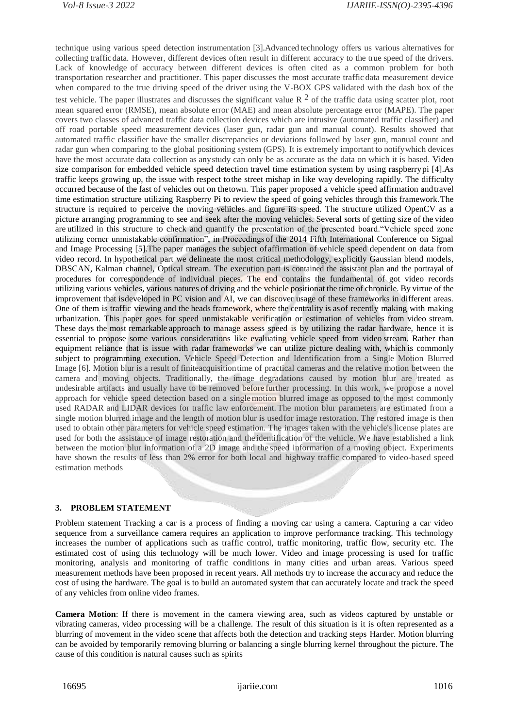technique using various speed detection instrumentation [3].Advanced technology offers us various alternatives for collecting traffic data. However, different devices often result in different accuracy to the true speed of the drivers. Lack of knowledge of accuracy between different devices is often cited as a common problem for both transportation researcher and practitioner. This paper discusses the most accurate traffic data measurement device when compared to the true driving speed of the driver using the V-BOX GPS validated with the dash box of the test vehicle. The paper illustrates and discusses the significant value $R^2$ of the traffic data using scatter plot, root mean squared error (RMSE), mean absolute error (MAE) and mean absolute percentage error (MAPE). The paper covers two classes of advanced traffic data collection devices which are intrusive (automated traffic classifier) and off road portable speed measurement devices (laser gun, radar gun and manual count). Results showed that automated traffic classifier have the smaller discrepancies or deviations followed by laser gun, manual count and radar gun when comparing to the global positioning system (GPS). It is extremely important to notifywhich devices have the most accurate data collection as anystudy can only be as accurate as the data on which it is based. Video size comparison for embedded vehicle speed detection travel time estimation system by using raspberrypi [4].As traffic keeps growing up, the issue with respect tothe street mishap in like way developing rapidly. The difficulty occurred because of the fast of vehicles out on thetown. This paper proposed a vehicle speed affirmation andtravel time estimation structure utilizing Raspberry Pi to review the speed of going vehicles through this framework.The structure is required to perceive the moving vehicles and figure its speed. The structure utilized OpenCV as a picture arranging programming to see and seek after the moving vehicles. Several sorts of getting size of the video are utilized in this structure to check and quantify the presentation of the presented board."Vehicle speed zone utilizing corner unmistakable confirmation", in Proceedingsof the 2014 Fifth International Conference on Signal and Image Processing [5].The paper manages the subject ofaffirmation of vehicle speed dependent on data from video record. In hypothetical part we delineate the most critical methodology, explicitly Gaussian blend models, DBSCAN, Kalman channel, Optical stream. The execution part is contained the assistant plan and the portrayal of procedures for correspondence of individual pieces. The end contains the fundamental of got video records utilizing various vehicles, various natures of driving and the vehicle positionat the time of chronicle. By virtue of the improvement that isdeveloped in PC vision and AI, we can discover usage of these frameworks in different areas. One of them is traffic viewing and the heads framework, where the centrality is asof recently making with making urbanization. This paper goes for speed unmistakable verification or estimation of vehicles from video stream. These days the most remarkable approach to manage assess speed is by utilizing the radar hardware, hence it is essential to propose some various considerations like evaluating vehicle speed from video stream. Rather than equipment reliance that is issue with radar frameworks we can utilize picture dealing with, which is commonly subject to programming execution. Vehicle Speed Detection and Identification from a Single Motion Blurred Image [6]. Motion blur is a result of finiteacquisitiontime of practical cameras and the relative motion between the camera and moving objects. Traditionally, the image degradations caused by motion blur are treated as undesirable artifacts and usually have to be removed before further processing. In this work, we propose a novel approach for vehicle speed detection based on a single motion blurred image as opposed to the most commonly used RADAR and LIDAR devices for traffic law enforcement. The motion blur parameters are estimated from a single motion blurred image and the length of motion blur is usedfor image restoration. The restored image is then used to obtain other parameters for vehicle speed estimation. The images taken with the vehicle's license plates are used for both the assistance of image restoration and theidentification of the vehicle. We have established a link between the motion blur information of a 2D image and the speed information of a moving object. Experiments have shown the results of less than 2% error for both local and highway traffic compared to video-based speed estimation methods

## 3. PROBLEM STATEMENT

Problem statement Tracking a car is a process of finding a moving car using a camera. Capturing a car video sequence from a surveillance camera requires an application to improve performance tracking. This technology increases the number of applications such as traffic control, traffic monitoring, traffic flow, security etc. The estimated cost of using this technology will be much lower. Video and image processing is used for traffic monitoring, analysis and monitoring of traffic conditions in many cities and urban areas. Various speed measurement methods have been proposed in recent years. All methods try to increase the accuracy and reduce the cost of using the hardware. The goal is to build an automated system that can accurately locate and track the speed of any vehicles from online video frames.

**Camera Motion**: If there is movement in the camera viewing area, such as videos captured by unstable or vibrating cameras, video processing will be a challenge. The result of this situation is it is often represented as a blurring of movement in the video scene that affects both the detection and tracking steps Harder. Motion blurring can be avoided by temporarily removing blurring or balancing a single blurring kernel throughout the picture. The cause of this condition is natural causes such as spirits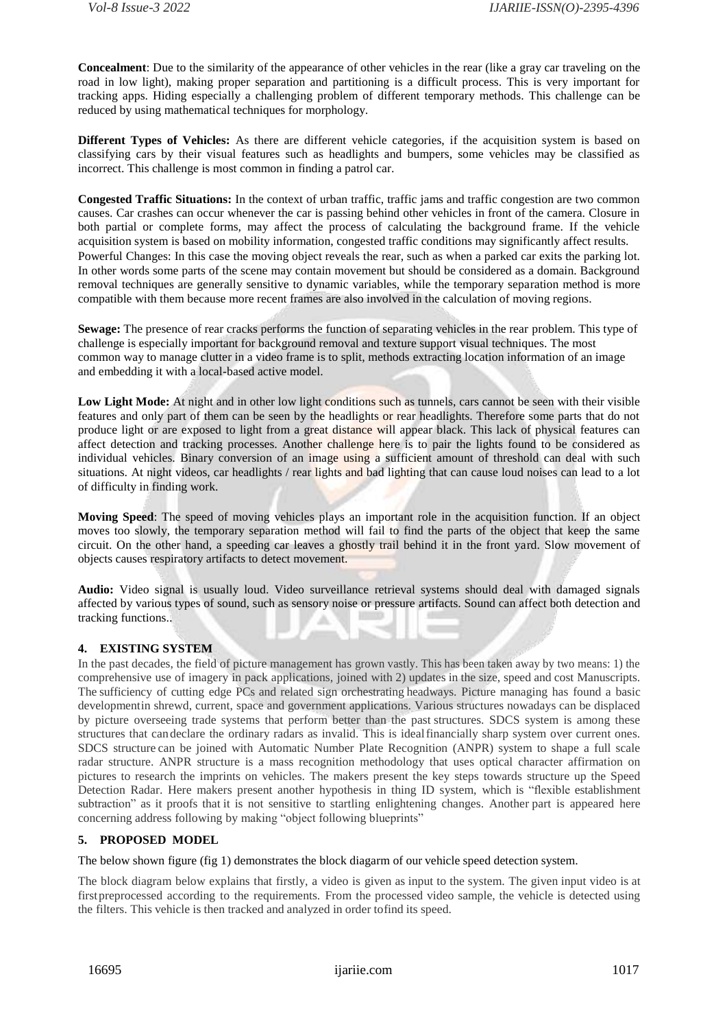**Concealment**: Due to the similarity of the appearance of other vehicles in the rear (like a gray car traveling on the road in low light), making proper separation and partitioning is a difficult process. This is very important for tracking apps. Hiding especially a challenging problem of different temporary methods. This challenge can be reduced by using mathematical techniques for morphology.

**Different Types of Vehicles:** As there are different vehicle categories, if the acquisition system is based on classifying cars by their visual features such as headlights and bumpers, some vehicles may be classified as incorrect. This challenge is most common in finding a patrol car.

**Congested Traffic Situations:** In the context of urban traffic, traffic jams and traffic congestion are two common causes. Car crashes can occur whenever the car is passing behind other vehicles in front of the camera. Closure in both partial or complete forms, may affect the process of calculating the background frame. If the vehicle acquisition system is based on mobility information, congested traffic conditions may significantly affect results.
Powerful Changes: In this case the moving object reveals the rear, such as when a parked car exits the parking lot. In other words some parts of the scene may contain movement but should be considered as a domain. Background removal techniques are generally sensitive to dynamic variables, while the temporary separation method is more compatible with them because more recent frames are also involved in the calculation of moving regions.

**Sewage:** The presence of rear cracks performs the function of separating vehicles in the rear problem. This type of challenge is especially important for background removal and texture support visual techniques. The most common way to manage clutter in a video frame is to split, methods extracting location information of an image and embedding it with a local-based active model.

**Low Light Mode:** At night and in other low light conditions such as tunnels, cars cannot be seen with their visible features and only part of them can be seen by the headlights or rear headlights. Therefore some parts that do not produce light or are exposed to light from a great distance will appear black. This lack of physical features can affect detection and tracking processes. Another challenge here is to pair the lights found to be considered as individual vehicles. Binary conversion of an image using a sufficient amount of threshold can deal with such situations. At night videos, car headlights / rear lights and bad lighting that can cause loud noises can lead to a lot of difficulty in finding work.

**Moving Speed**: The speed of moving vehicles plays an important role in the acquisition function. If an object moves too slowly, the temporary separation method will fail to find the parts of the object that keep the same circuit. On the other hand, a speeding car leaves a ghostly trail behind it in the front yard. Slow movement of objects causes respiratory artifacts to detect movement.

**Audio:** Video signal is usually loud. Video surveillance retrieval systems should deal with damaged signals affected by various types of sound, such as sensory noise or pressure artifacts. Sound can affect both detection and tracking functions..

## 4. EXISTING SYSTEM

In the past decades, the field of picture management has grown vastly. This has been taken away by two means: 1) the comprehensive use of imagery in pack applications, joined with 2) updates in the size, speed and cost Manuscripts. The sufficiency of cutting edge PCs and related sign orchestrating headways. Picture managing has found a basic developmentin shrewd, current, space and government applications. Various structures nowadays can be displaced by picture overseeing trade systems that perform better than the past structures. SDCS system is among these structures that candeclare the ordinary radars as invalid. This is idealfinancially sharp system over current ones. SDCS structure can be joined with Automatic Number Plate Recognition (ANPR) system to shape a full scale radar structure. ANPR structure is a mass recognition methodology that uses optical character affirmation on pictures to research the imprints on vehicles. The makers present the key steps towards structure up the Speed Detection Radar. Here makers present another hypothesis in thing ID system, which is "flexible establishment subtraction" as it proofs that it is not sensitive to startling enlightening changes. Another part is appeared here concerning address following by making "object following blueprints"

## 5. PROPOSED MODEL

The below shown figure (fig 1) demonstrates the block diagarm of our vehicle speed detection system.

The block diagram below explains that firstly, a video is given as input to the system. The given input video is at firstpreprocessed according to the requirements. From the processed video sample, the vehicle is detected using the filters. This vehicle is then tracked and analyzed in order tofind its speed.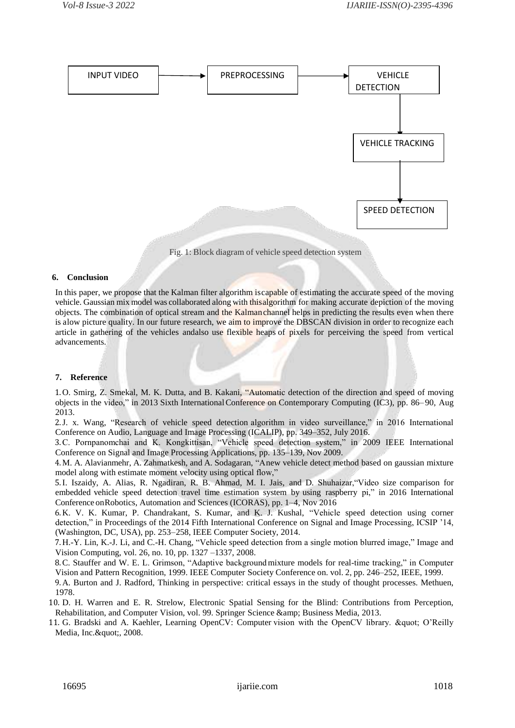INPUT VIDEO

PREPROCESSING

VEHICLE DETECTION

VEHICLE TRACKING

SPEED DETECTION

Fig. 1: Block diagram of vehicle speed detection system

## 6. Conclusion

In this paper, we propose that the Kalman filter algorithm iscapable of estimating the accurate speed of the moving vehicle. Gaussian mix model was collaborated along with thisalgorithm for making accurate depiction of the moving objects. The combination of optical stream and the Kalmanchannel helps in predicting the results even when there is alow picture quality. In our future research, we aim to improve the DBSCAN division in order to recognize each article in gathering of the vehicles andalso use flexible heaps of pixels for perceiving the speed from vertical advancements.

## 7. Reference

1. O. Smirg, Z. Smekal, M. K. Dutta, and B. Kakani, "Automatic detection of the direction and speed of moving objects in the video," in 2013 Sixth International Conference on Contemporary Computing (IC3), pp. 86–90, Aug 2013.
2. J. x. Wang, "Research of vehicle speed detection algorithm in video surveillance," in 2016 International Conference on Audio, Language and Image Processing (ICALIP), pp. 349–352, July 2016.
3. C. Pornpanomchai and K. Kongkittisan, "Vehicle speed detection system," in 2009 IEEE International Conference on Signal and Image Processing Applications, pp. 135–139, Nov 2009.
4. M. A. Alavianmehr, A. Zahmatkesh, and A. Sodagaran, "Anew vehicle detect method based on gaussian mixture model along with estimate moment velocity using optical flow,"
5. I. Iszaidy, A. Alias, R. Ngadiran, R. B. Ahmad, M. I. Jais, and D. Shuhaizar,"Video size comparison for embedded vehicle speed detection travel time estimation system by using raspberry pi," in 2016 International Conference onRobotics, Automation and Sciences (ICORAS), pp. 1–4, Nov 2016
6. K. V. K. Kumar, P. Chandrakant, S. Kumar, and K. J. Kushal, "Vehicle speed detection using corner detection," in Proceedings of the 2014 Fifth International Conference on Signal and Image Processing, ICSIP '14, (Washington, DC, USA), pp. 253–258, IEEE Computer Society, 2014.
7. H.-Y. Lin, K.-J. Li, and C.-H. Chang, "Vehicle speed detection from a single motion blurred image," Image and Vision Computing, vol. 26, no. 10, pp. 1327 –1337, 2008.
8. C. Stauffer and W. E. L. Grimson, "Adaptive backgroundmixture models for real-time tracking," in Computer Vision and Pattern Recognition, 1999. IEEE Computer Society Conference on. vol. 2, pp. 246–252, IEEE, 1999.
9. A. Burton and J. Radford, Thinking in perspective: critical essays in the study of thought processes. Methuen, 1978.
10. D. H. Warren and E. R. Strelow, Electronic Spatial Sensing for the Blind: Contributions from Perception, Rehabilitation, and Computer Vision, vol. 99. Springer Science &amp; Business Media, 2013.
11. G. Bradski and A. Kaehler, Learning OpenCV: Computer vision with the OpenCV library. &quot; O'Reilly Media, Inc.&quot;, 2008.